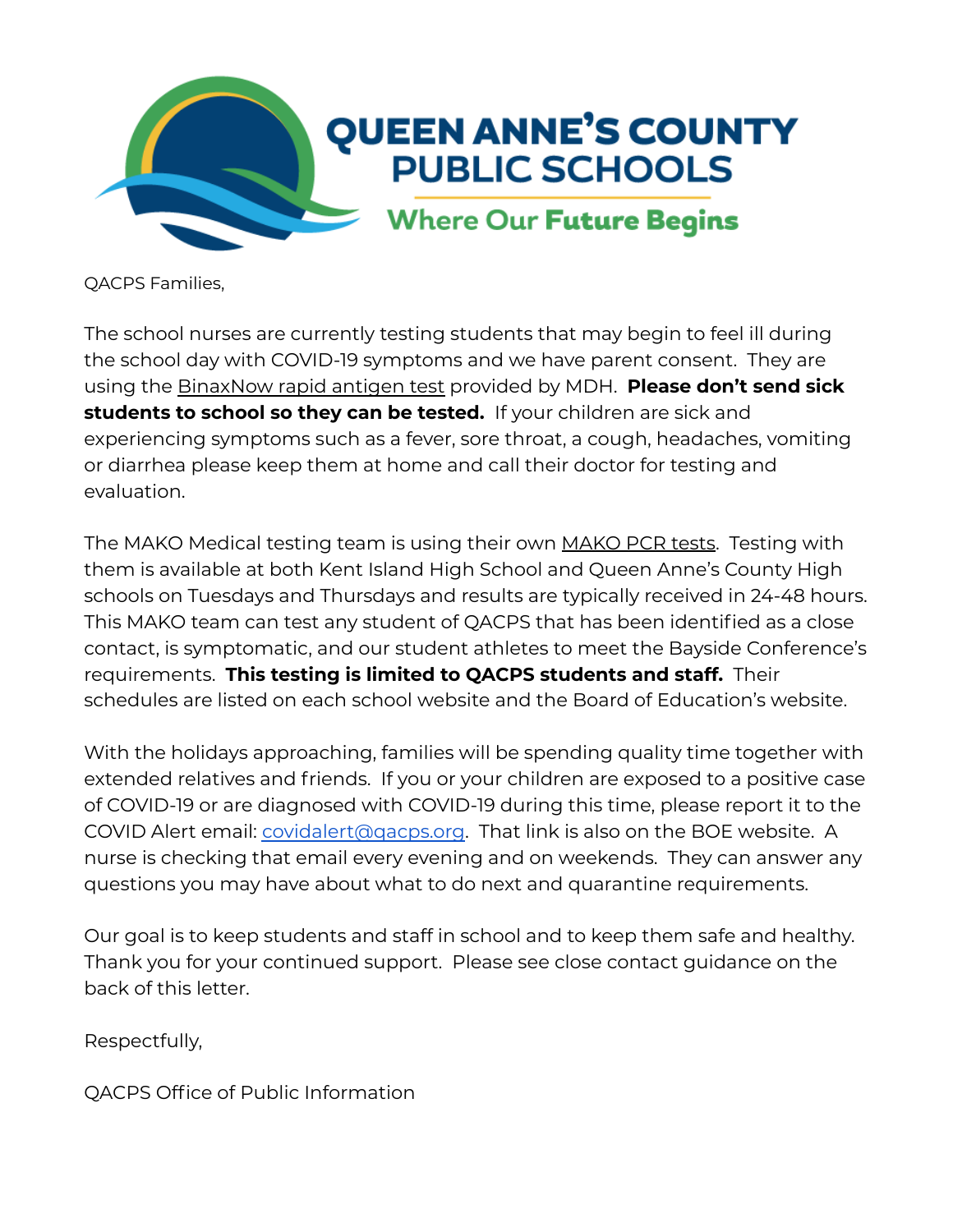# QUEEN ANNE'S COUNTY PUBLIC SCHOOLS

Where Our Future Begins

QACPS Families,

The school nurses are currently testing students that may begin to feel ill during the school day with COVID-19 symptoms and we have parent consent. They are using the BinaxNow rapid antigen test provided by MDH. **Please don't send sick students to school so they can be tested.** If your children are sick and experiencing symptoms such as a fever, sore throat, a cough, headaches, vomiting or diarrhea please keep them at home and call their doctor for testing and evaluation.

The MAKO Medical testing team is using their own MAKO PCR tests. Testing with them is available at both Kent Island High School and Queen Anne's County High schools on Tuesdays and Thursdays and results are typically received in 24-48 hours. This MAKO team can test any student of QACPS that has been identified as a close contact, is symptomatic, and our student athletes to meet the Bayside Conference's requirements. **This testing is limited to QACPS students and staff.** Their schedules are listed on each school website and the Board of Education's website.

With the holidays approaching, families will be spending quality time together with extended relatives and friends. If you or your children are exposed to a positive case of COVID-19 or are diagnosed with COVID-19 during this time, please report it to the COVID Alert email: covidalert@qacps.org. That link is also on the BOE website. A nurse is checking that email every evening and on weekends. They can answer any questions you may have about what to do next and quarantine requirements.

Our goal is to keep students and staff in school and to keep them safe and healthy. Thank you for your continued support. Please see close contact guidance on the back of this letter.

Respectfully,

QACPS Office of Public Information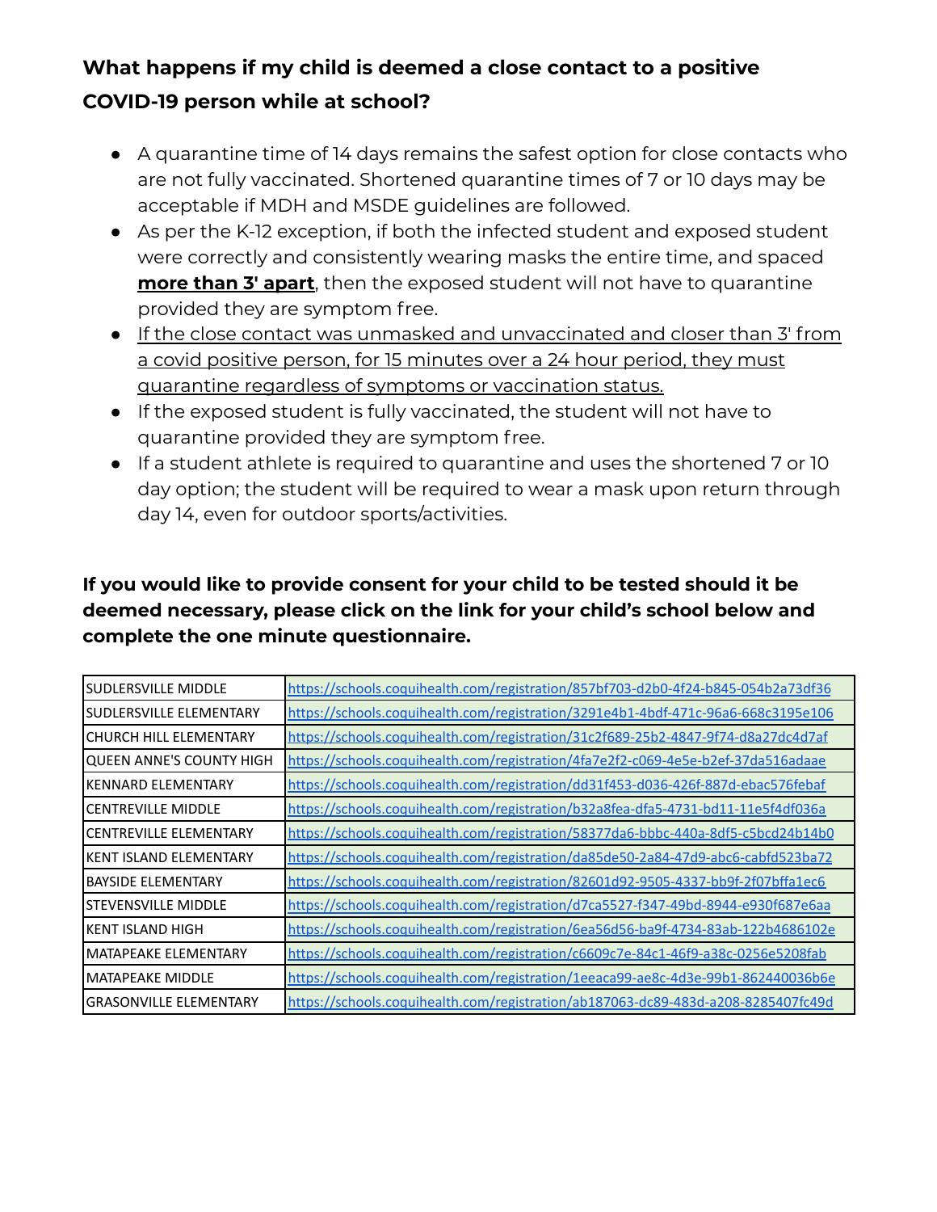## What happens if my child is deemed a close contact to a positive COVID-19 person while at school?

- A quarantine time of 14 days remains the safest option for close contacts who are not fully vaccinated. Shortened quarantine times of 7 or 10 days may be acceptable if MDH and MSDE guidelines are followed.
- As per the K-12 exception, if both the infected student and exposed student were correctly and consistently wearing masks the entire time, and spaced **more than 3' apart**, then the exposed student will not have to quarantine provided they are symptom free.
- If the close contact was unmasked and unvaccinated and closer than 3' from a covid positive person, for 15 minutes over a 24 hour period, they must quarantine regardless of symptoms or vaccination status.
- If the exposed student is fully vaccinated, the student will not have to quarantine provided they are symptom free.
- If a student athlete is required to quarantine and uses the shortened 7 or 10 day option; the student will be required to wear a mask upon return through day 14, even for outdoor sports/activities.

**If you would like to provide consent for your child to be tested should it be deemed necessary, please click on the link for your child's school below and complete the one minute questionnaire.**

| | |
|---|---|
| SUDLERSVILLE MIDDLE | https://schools.coquihealth.com/registration/857bf703-d2b0-4f24-b845-054b2a73df36 |
| SUDLERSVILLE ELEMENTARY | https://schools.coquihealth.com/registration/3291e4b1-4bdf-471c-96a6-668c3195e106 |
| CHURCH HILL ELEMENTARY | https://schools.coquihealth.com/registration/31c2f689-25b2-4847-9f74-d8a27dc4d7af |
| QUEEN ANNE'S COUNTY HIGH | https://schools.coquihealth.com/registration/4fa7e2f2-c069-4e5e-b2ef-37da516adaae |
| KENNARD ELEMENTARY | https://schools.coquihealth.com/registration/dd31f453-d036-426f-887d-ebac576febaf |
| CENTREVILLE MIDDLE | https://schools.coquihealth.com/registration/b32a8fea-dfa5-4731-bd11-11e5f4df036a |
| CENTREVILLE ELEMENTARY | https://schools.coquihealth.com/registration/58377da6-bbbc-440a-8df5-c5bcd24b14b0 |
| KENT ISLAND ELEMENTARY | https://schools.coquihealth.com/registration/da85de50-2a84-47d9-abc6-cabfd523ba72 |
| BAYSIDE ELEMENTARY | https://schools.coquihealth.com/registration/82601d92-9505-4337-bb9f-2f07bffa1ec6 |
| STEVENSVILLE MIDDLE | https://schools.coquihealth.com/registration/d7ca5527-f347-49bd-8944-e930f687e6aa |
| KENT ISLAND HIGH | https://schools.coquihealth.com/registration/6ea56d56-ba9f-4734-83ab-122b4686102e |
| MATAPEAKE ELEMENTARY | https://schools.coquihealth.com/registration/c6609c7e-84c1-46f9-a38c-0256e5208fab |
| MATAPEAKE MIDDLE | https://schools.coquihealth.com/registration/1eeaca99-ae8c-4d3e-99b1-862440036b6e |
| GRASONVILLE ELEMENTARY | https://schools.coquihealth.com/registration/ab187063-dc89-483d-a208-8285407fc49d |